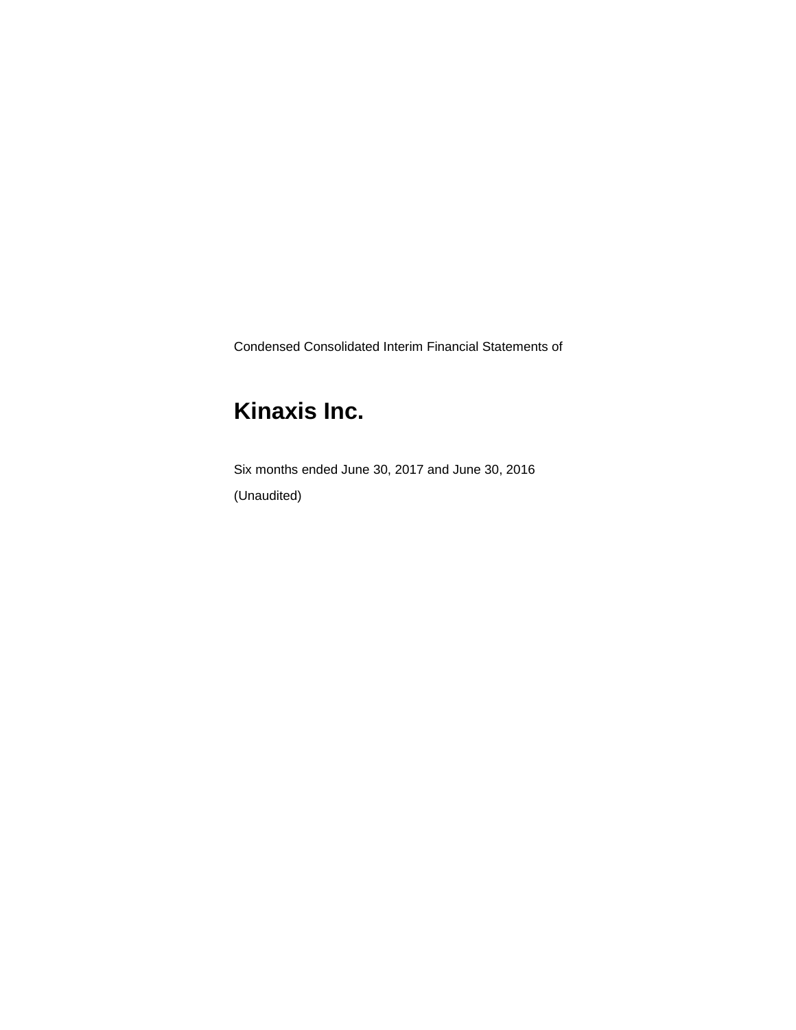Condensed Consolidated Interim Financial Statements of

# Kinaxis Inc.

Six months ended June 30, 2017 and June 30, 2016

(Unaudited)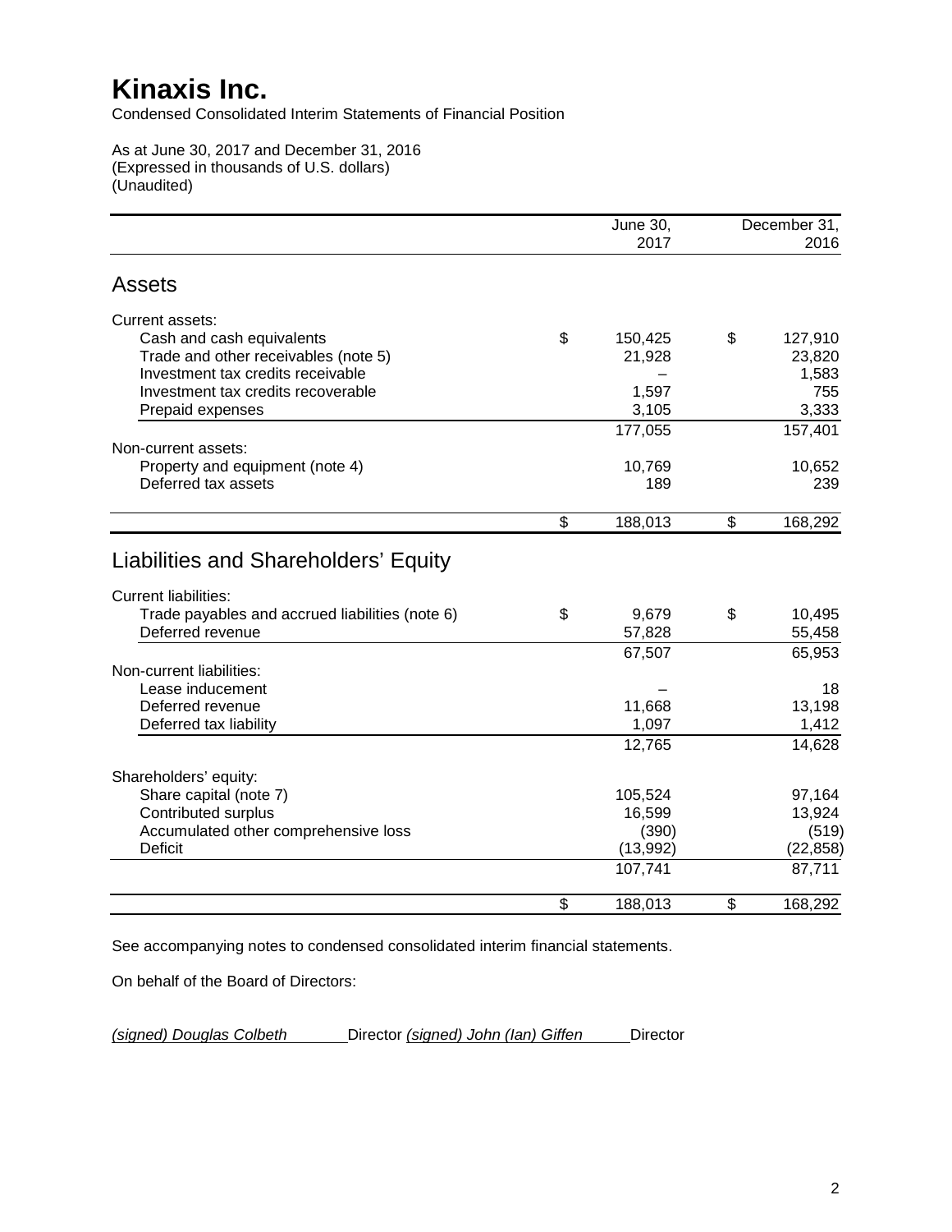# Kinaxis Inc.

Condensed Consolidated Interim Statements of Financial Position

As at June 30, 2017 and December 31, 2016
(Expressed in thousands of U.S. dollars)
(Unaudited)

| | June 30, 2017 | December 31, 2016 |
|---|---|---|
| **Assets** | | |
| Current assets: | | |
| Cash and cash equivalents | $ 150,425 | $ 127,910 |
| Trade and other receivables (note 5) | 21,928 | 23,820 |
| Investment tax credits receivable | – | 1,583 |
| Investment tax credits recoverable | 1,597 | 755 |
| Prepaid expenses | 3,105 | 3,333 |
| | 177,055 | 157,401 |
| Non-current assets: | | |
| Property and equipment (note 4) | 10,769 | 10,652 |
| Deferred tax assets | 189 | 239 |
| | $ 188,013 | $ 168,292 |
| **Liabilities and Shareholders' Equity** | | |
| Current liabilities: | | |
| Trade payables and accrued liabilities (note 6) | $ 9,679 | $ 10,495 |
| Deferred revenue | 57,828 | 55,458 |
| | 67,507 | 65,953 |
| Non-current liabilities: | | |
| Lease inducement | – | 18 |
| Deferred revenue | 11,668 | 13,198 |
| Deferred tax liability | 1,097 | 1,412 |
| | 12,765 | 14,628 |
| Shareholders' equity: | | |
| Share capital (note 7) | 105,524 | 97,164 |
| Contributed surplus | 16,599 | 13,924 |
| Accumulated other comprehensive loss | (390) | (519) |
| Deficit | (13,992) | (22,858) |
| | 107,741 | 87,711 |
| | $ 188,013 | $ 168,292 |

See accompanying notes to condensed consolidated interim financial statements.

On behalf of the Board of Directors:

*(signed) Douglas Colbeth* Director *(signed) John (Ian) Giffen* Director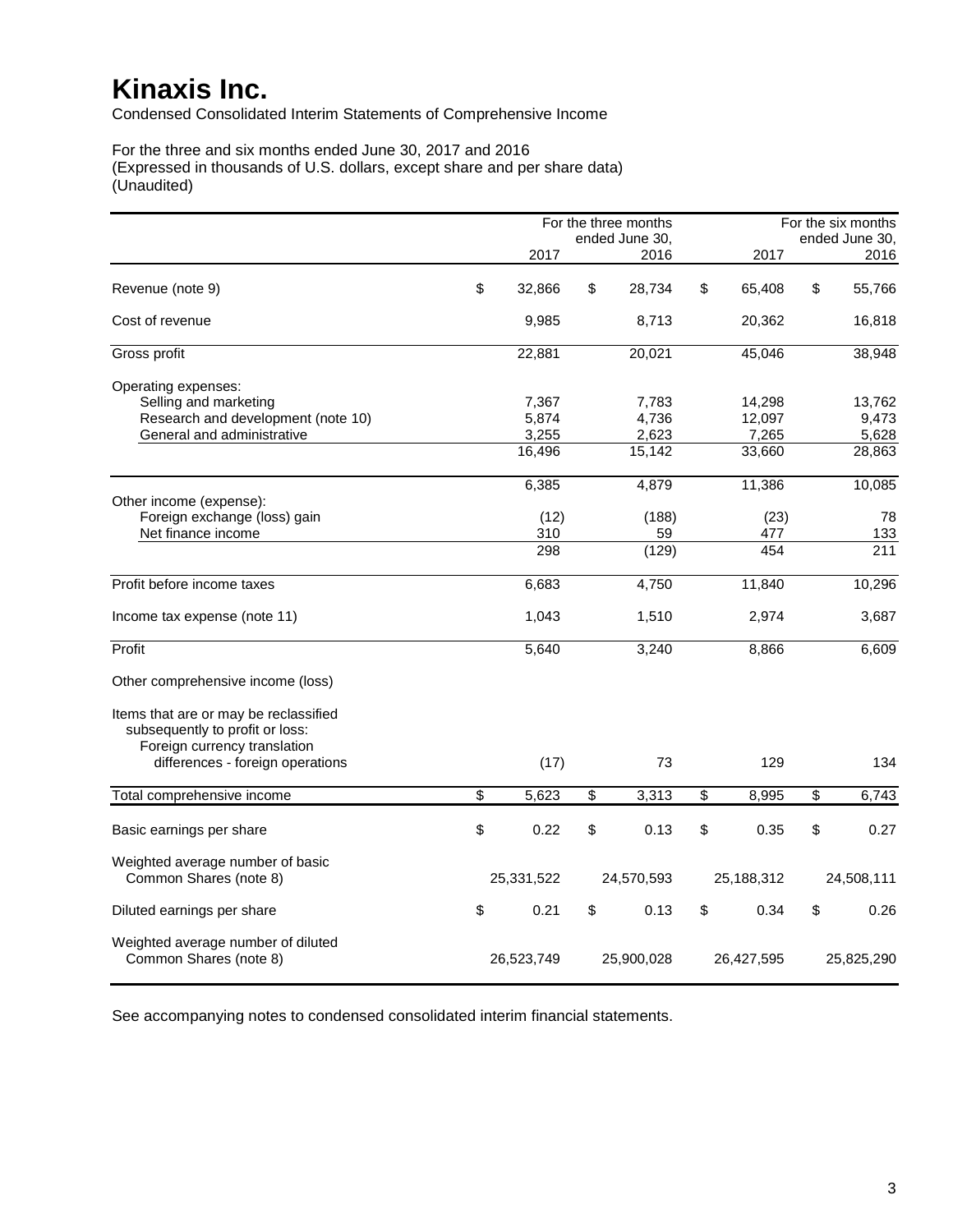# Kinaxis Inc.

Condensed Consolidated Interim Statements of Comprehensive Income

For the three and six months ended June 30, 2017 and 2016
(Expressed in thousands of U.S. dollars, except share and per share data)
(Unaudited)

| | For the three months ended June 30, 2017 | For the three months ended June 30, 2016 | For the six months ended June 30, 2017 | For the six months ended June 30, 2016 |
|---|---|---|---|---|
| Revenue (note 9) | $ 32,866 | $ 28,734 | $ 65,408 | $ 55,766 |
| Cost of revenue | 9,985 | 8,713 | 20,362 | 16,818 |
| Gross profit | 22,881 | 20,021 | 45,046 | 38,948 |
| Operating expenses: | | | | |
| Selling and marketing | 7,367 | 7,783 | 14,298 | 13,762 |
| Research and development (note 10) | 5,874 | 4,736 | 12,097 | 9,473 |
| General and administrative | 3,255 | 2,623 | 7,265 | 5,628 |
| | 16,496 | 15,142 | 33,660 | 28,863 |
| | 6,385 | 4,879 | 11,386 | 10,085 |
| Other income (expense): | | | | |
| Foreign exchange (loss) gain | (12) | (188) | (23) | 78 |
| Net finance income | 310 | 59 | 477 | 133 |
| | 298 | (129) | 454 | 211 |
| Profit before income taxes | 6,683 | 4,750 | 11,840 | 10,296 |
| Income tax expense (note 11) | 1,043 | 1,510 | 2,974 | 3,687 |
| Profit | 5,640 | 3,240 | 8,866 | 6,609 |
| Other comprehensive income (loss) | | | | |
| Items that are or may be reclassified subsequently to profit or loss: Foreign currency translation differences - foreign operations | (17) | 73 | 129 | 134 |
| Total comprehensive income | $ 5,623 | $ 3,313 | $ 8,995 | $ 6,743 |
| Basic earnings per share | $ 0.22 | $ 0.13 | $ 0.35 | $ 0.27 |
| Weighted average number of basic Common Shares (note 8) | 25,331,522 | 24,570,593 | 25,188,312 | 24,508,111 |
| Diluted earnings per share | $ 0.21 | $ 0.13 | $ 0.34 | $ 0.26 |
| Weighted average number of diluted Common Shares (note 8) | 26,523,749 | 25,900,028 | 26,427,595 | 25,825,290 |

See accompanying notes to condensed consolidated interim financial statements.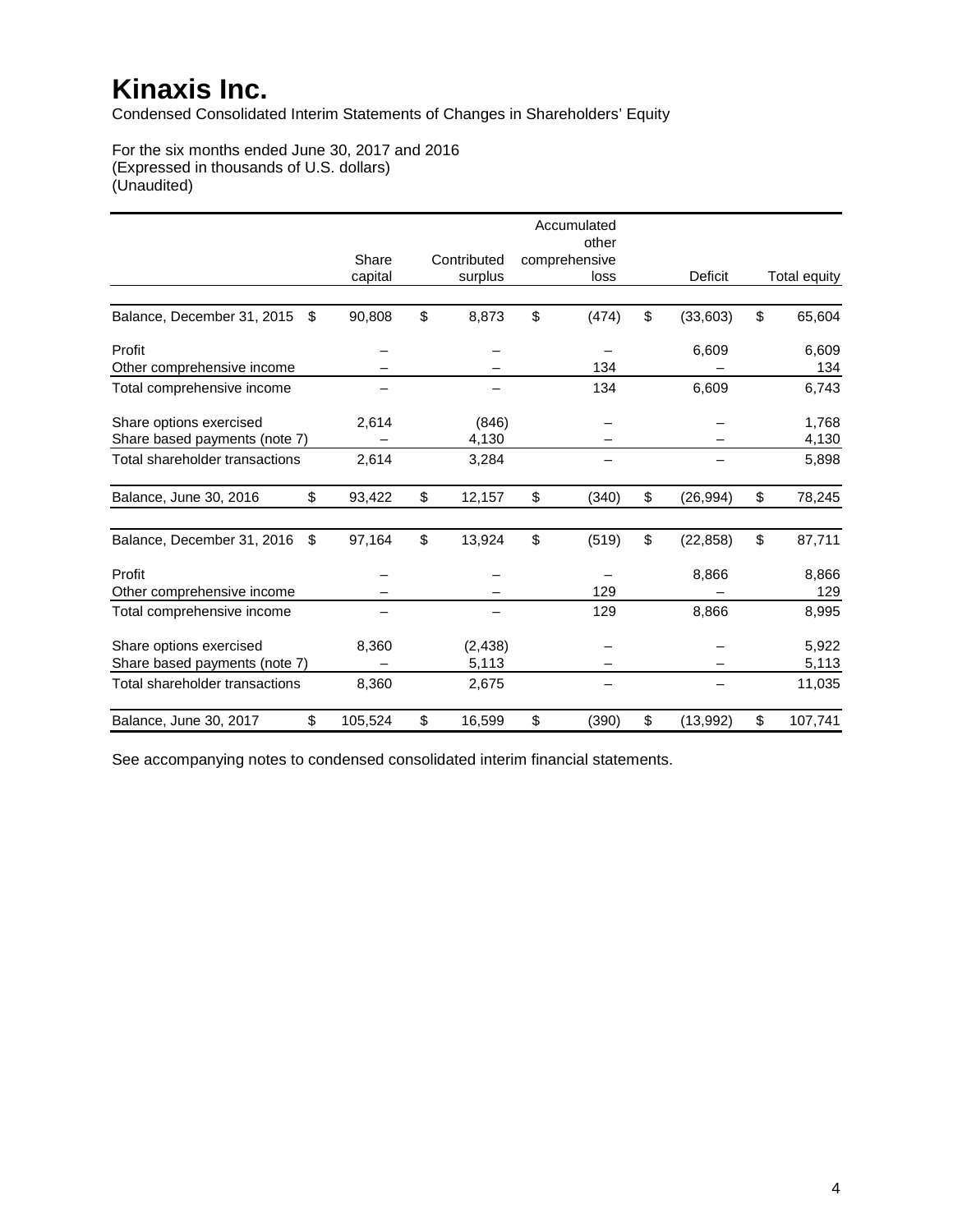# Kinaxis Inc.

Condensed Consolidated Interim Statements of Changes in Shareholders' Equity

For the six months ended June 30, 2017 and 2016
(Expressed in thousands of U.S. dollars)
(Unaudited)

| | Share capital | Contributed surplus | Accumulated other comprehensive loss | Deficit | Total equity |
|---|---|---|---|---|---|
| Balance, December 31, 2015 | $ 90,808 | $ 8,873 | $ (474) | $ (33,603) | $ 65,604 |
| Profit | – | – | – | 6,609 | 6,609 |
| Other comprehensive income | – | – | 134 | – | 134 |
| Total comprehensive income | – | – | 134 | 6,609 | 6,743 |
| Share options exercised | 2,614 | (846) | – | – | 1,768 |
| Share based payments (note 7) | – | 4,130 | – | – | 4,130 |
| Total shareholder transactions | 2,614 | 3,284 | – | – | 5,898 |
| Balance, June 30, 2016 | $ 93,422 | $ 12,157 | $ (340) | $ (26,994) | $ 78,245 |
| Balance, December 31, 2016 | $ 97,164 | $ 13,924 | $ (519) | $ (22,858) | $ 87,711 |
| Profit | – | – | – | 8,866 | 8,866 |
| Other comprehensive income | – | – | 129 | – | 129 |
| Total comprehensive income | – | – | 129 | 8,866 | 8,995 |
| Share options exercised | 8,360 | (2,438) | – | – | 5,922 |
| Share based payments (note 7) | – | 5,113 | – | – | 5,113 |
| Total shareholder transactions | 8,360 | 2,675 | – | – | 11,035 |
| Balance, June 30, 2017 | $ 105,524 | $ 16,599 | $ (390) | $ (13,992) | $ 107,741 |

See accompanying notes to condensed consolidated interim financial statements.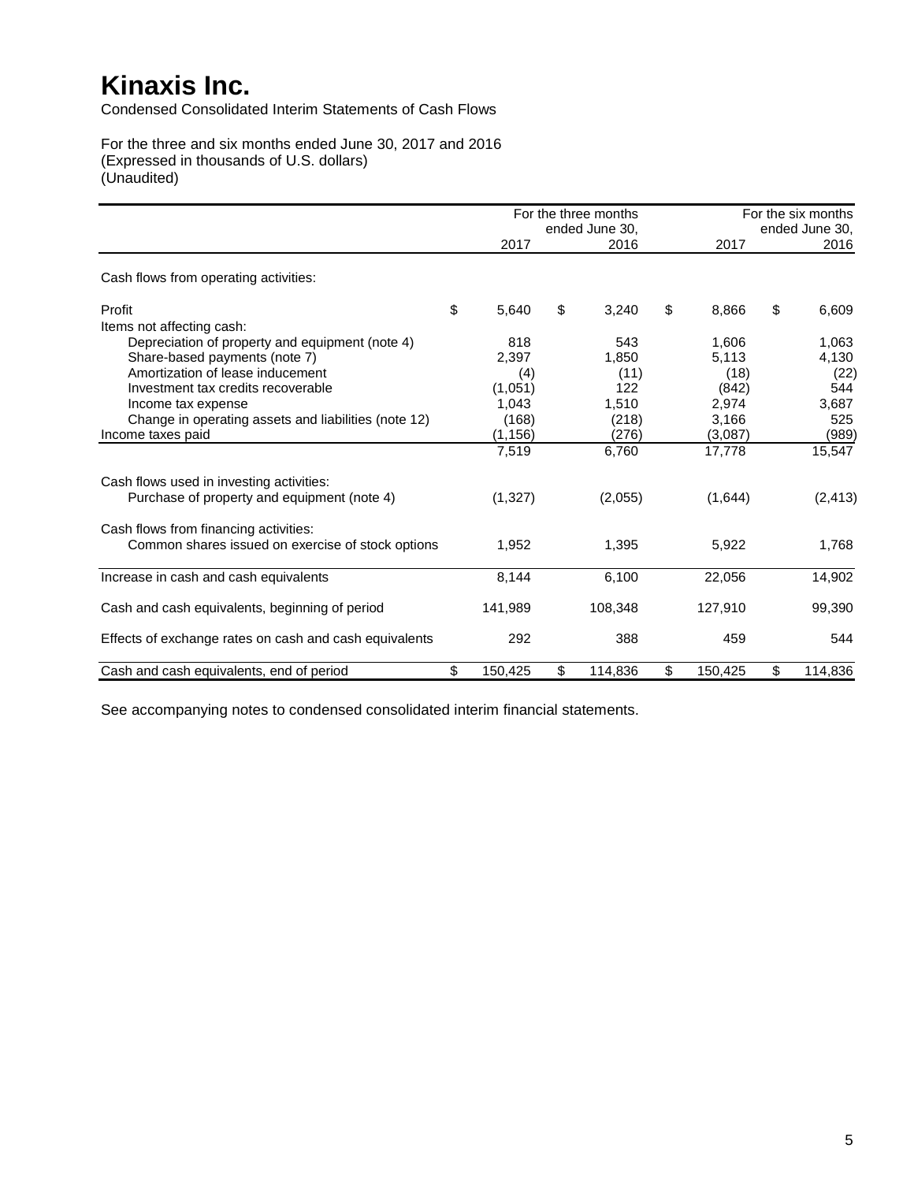# Kinaxis Inc.

Condensed Consolidated Interim Statements of Cash Flows

For the three and six months ended June 30, 2017 and 2016
(Expressed in thousands of U.S. dollars)
(Unaudited)

| | For the three months ended June 30, 2017 | For the three months ended June 30, 2016 | For the six months ended June 30, 2017 | For the six months ended June 30, 2016 |
|---|---|---|---|---|
| Cash flows from operating activities: | | | | |
| Profit | $ 5,640 | $ 3,240 | $ 8,866 | $ 6,609 |
| Items not affecting cash: | | | | |
| Depreciation of property and equipment (note 4) | 818 | 543 | 1,606 | 1,063 |
| Share-based payments (note 7) | 2,397 | 1,850 | 5,113 | 4,130 |
| Amortization of lease inducement | (4) | (11) | (18) | (22) |
| Investment tax credits recoverable | (1,051) | 122 | (842) | 544 |
| Income tax expense | 1,043 | 1,510 | 2,974 | 3,687 |
| Change in operating assets and liabilities (note 12) | (168) | (218) | 3,166 | 525 |
| Income taxes paid | (1,156) | (276) | (3,087) | (989) |
| | 7,519 | 6,760 | 17,778 | 15,547 |
| Cash flows used in investing activities: | | | | |
| Purchase of property and equipment (note 4) | (1,327) | (2,055) | (1,644) | (2,413) |
| Cash flows from financing activities: | | | | |
| Common shares issued on exercise of stock options | 1,952 | 1,395 | 5,922 | 1,768 |
| Increase in cash and cash equivalents | 8,144 | 6,100 | 22,056 | 14,902 |
| Cash and cash equivalents, beginning of period | 141,989 | 108,348 | 127,910 | 99,390 |
| Effects of exchange rates on cash and cash equivalents | 292 | 388 | 459 | 544 |
| Cash and cash equivalents, end of period | $ 150,425 | $ 114,836 | $ 150,425 | $ 114,836 |

See accompanying notes to condensed consolidated interim financial statements.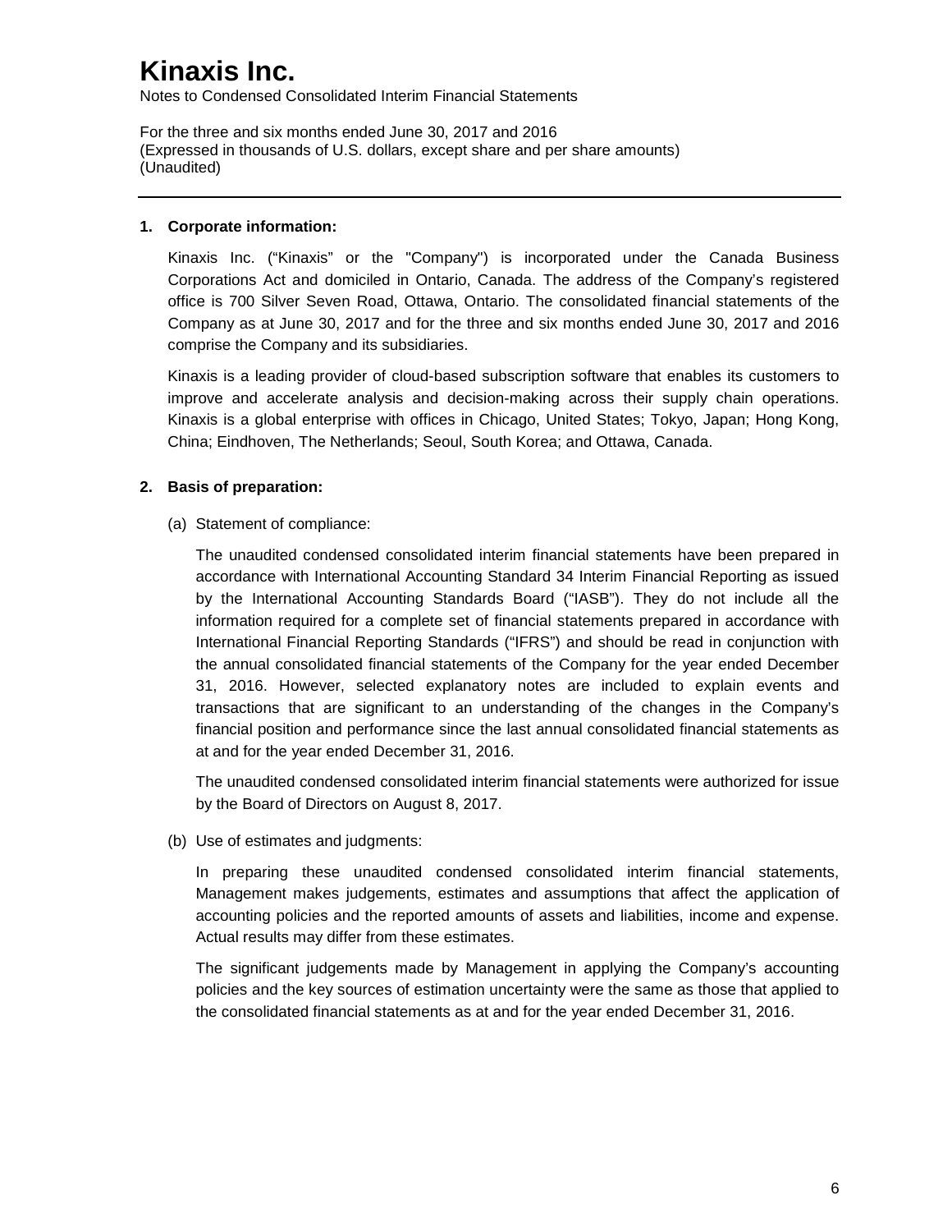## 1. Corporate information:

Kinaxis Inc. ("Kinaxis" or the "Company") is incorporated under the Canada Business Corporations Act and domiciled in Ontario, Canada. The address of the Company's registered office is 700 Silver Seven Road, Ottawa, Ontario. The consolidated financial statements of the Company as at June 30, 2017 and for the three and six months ended June 30, 2017 and 2016 comprise the Company and its subsidiaries.

Kinaxis is a leading provider of cloud-based subscription software that enables its customers to improve and accelerate analysis and decision-making across their supply chain operations. Kinaxis is a global enterprise with offices in Chicago, United States; Tokyo, Japan; Hong Kong, China; Eindhoven, The Netherlands; Seoul, South Korea; and Ottawa, Canada.

## 2. Basis of preparation:

(a) Statement of compliance:

The unaudited condensed consolidated interim financial statements have been prepared in accordance with International Accounting Standard 34 Interim Financial Reporting as issued by the International Accounting Standards Board ("IASB"). They do not include all the information required for a complete set of financial statements prepared in accordance with International Financial Reporting Standards ("IFRS") and should be read in conjunction with the annual consolidated financial statements of the Company for the year ended December 31, 2016. However, selected explanatory notes are included to explain events and transactions that are significant to an understanding of the changes in the Company's financial position and performance since the last annual consolidated financial statements as at and for the year ended December 31, 2016.

The unaudited condensed consolidated interim financial statements were authorized for issue by the Board of Directors on August 8, 2017.

(b) Use of estimates and judgments:

In preparing these unaudited condensed consolidated interim financial statements, Management makes judgements, estimates and assumptions that affect the application of accounting policies and the reported amounts of assets and liabilities, income and expense. Actual results may differ from these estimates.

The significant judgements made by Management in applying the Company's accounting policies and the key sources of estimation uncertainty were the same as those that applied to the consolidated financial statements as at and for the year ended December 31, 2016.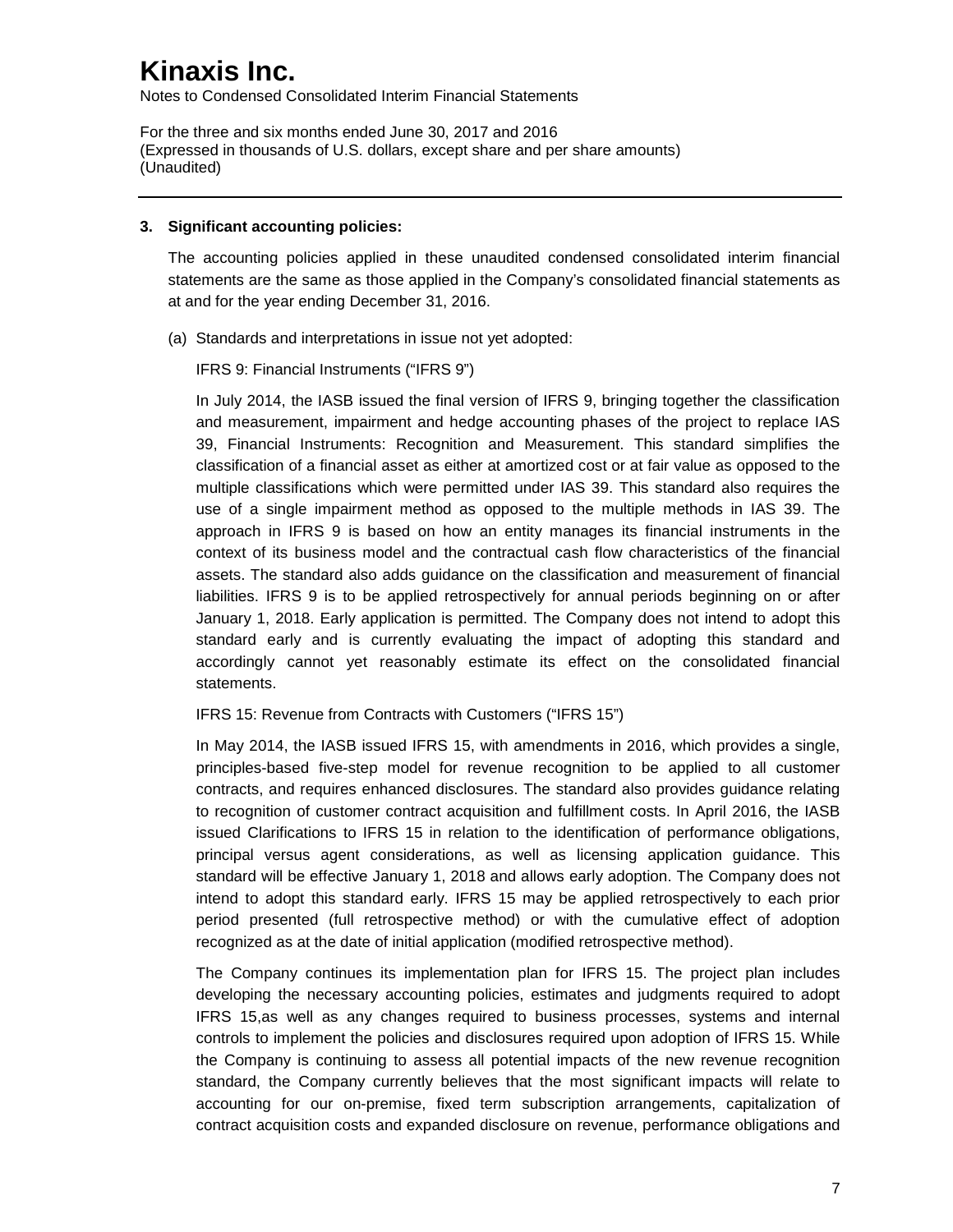### 3. Significant accounting policies:

The accounting policies applied in these unaudited condensed consolidated interim financial statements are the same as those applied in the Company's consolidated financial statements as at and for the year ending December 31, 2016.

(a) Standards and interpretations in issue not yet adopted:

IFRS 9: Financial Instruments ("IFRS 9")

In July 2014, the IASB issued the final version of IFRS 9, bringing together the classification and measurement, impairment and hedge accounting phases of the project to replace IAS 39, Financial Instruments: Recognition and Measurement. This standard simplifies the classification of a financial asset as either at amortized cost or at fair value as opposed to the multiple classifications which were permitted under IAS 39. This standard also requires the use of a single impairment method as opposed to the multiple methods in IAS 39. The approach in IFRS 9 is based on how an entity manages its financial instruments in the context of its business model and the contractual cash flow characteristics of the financial assets. The standard also adds guidance on the classification and measurement of financial liabilities. IFRS 9 is to be applied retrospectively for annual periods beginning on or after January 1, 2018. Early application is permitted. The Company does not intend to adopt this standard early and is currently evaluating the impact of adopting this standard and accordingly cannot yet reasonably estimate its effect on the consolidated financial statements.

IFRS 15: Revenue from Contracts with Customers ("IFRS 15")

In May 2014, the IASB issued IFRS 15, with amendments in 2016, which provides a single, principles-based five-step model for revenue recognition to be applied to all customer contracts, and requires enhanced disclosures. The standard also provides guidance relating to recognition of customer contract acquisition and fulfillment costs. In April 2016, the IASB issued Clarifications to IFRS 15 in relation to the identification of performance obligations, principal versus agent considerations, as well as licensing application guidance. This standard will be effective January 1, 2018 and allows early adoption. The Company does not intend to adopt this standard early. IFRS 15 may be applied retrospectively to each prior period presented (full retrospective method) or with the cumulative effect of adoption recognized as at the date of initial application (modified retrospective method).

The Company continues its implementation plan for IFRS 15. The project plan includes developing the necessary accounting policies, estimates and judgments required to adopt IFRS 15,as well as any changes required to business processes, systems and internal controls to implement the policies and disclosures required upon adoption of IFRS 15. While the Company is continuing to assess all potential impacts of the new revenue recognition standard, the Company currently believes that the most significant impacts will relate to accounting for our on-premise, fixed term subscription arrangements, capitalization of contract acquisition costs and expanded disclosure on revenue, performance obligations and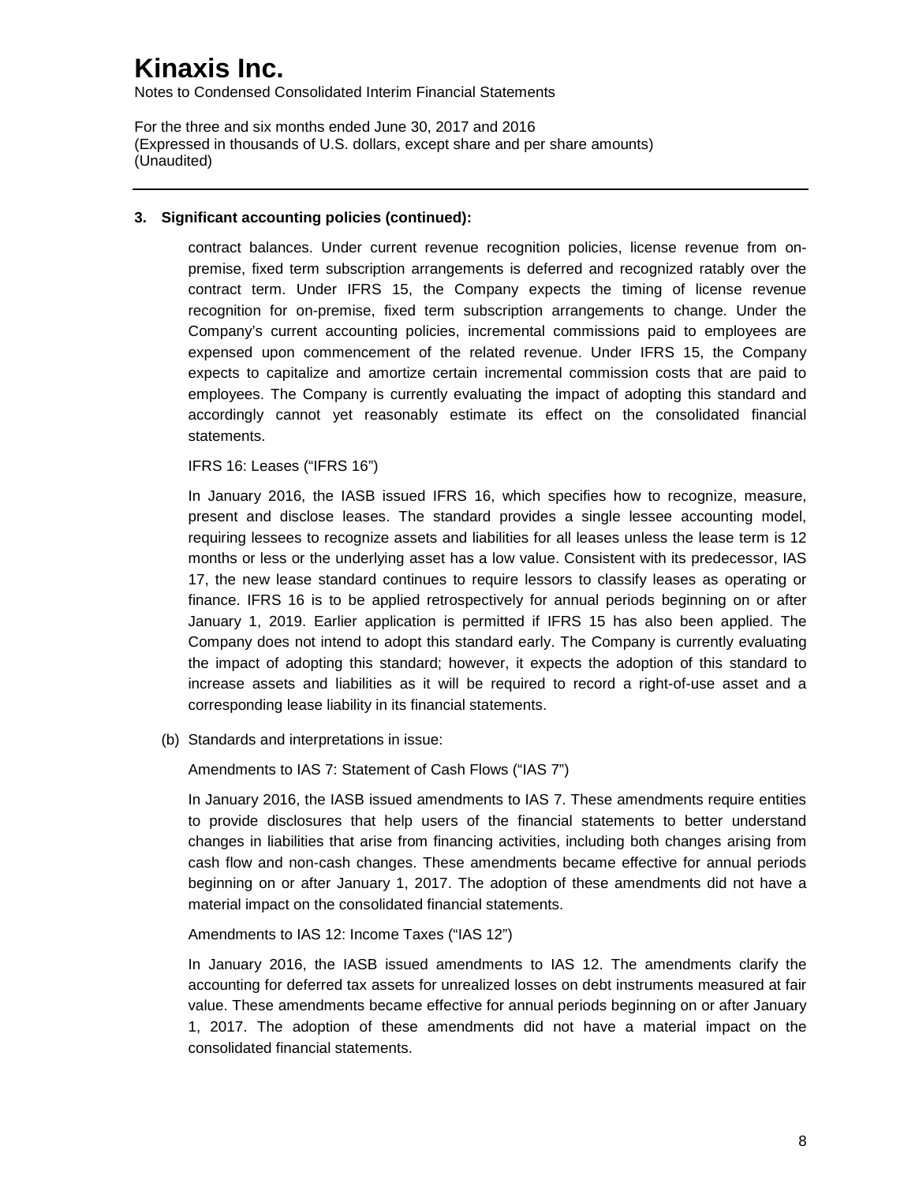### 3. Significant accounting policies (continued):

contract balances. Under current revenue recognition policies, license revenue from on-premise, fixed term subscription arrangements is deferred and recognized ratably over the contract term. Under IFRS 15, the Company expects the timing of license revenue recognition for on-premise, fixed term subscription arrangements to change. Under the Company's current accounting policies, incremental commissions paid to employees are expensed upon commencement of the related revenue. Under IFRS 15, the Company expects to capitalize and amortize certain incremental commission costs that are paid to employees. The Company is currently evaluating the impact of adopting this standard and accordingly cannot yet reasonably estimate its effect on the consolidated financial statements.

IFRS 16: Leases ("IFRS 16")

In January 2016, the IASB issued IFRS 16, which specifies how to recognize, measure, present and disclose leases. The standard provides a single lessee accounting model, requiring lessees to recognize assets and liabilities for all leases unless the lease term is 12 months or less or the underlying asset has a low value. Consistent with its predecessor, IAS 17, the new lease standard continues to require lessors to classify leases as operating or finance. IFRS 16 is to be applied retrospectively for annual periods beginning on or after January 1, 2019. Earlier application is permitted if IFRS 15 has also been applied. The Company does not intend to adopt this standard early. The Company is currently evaluating the impact of adopting this standard; however, it expects the adoption of this standard to increase assets and liabilities as it will be required to record a right-of-use asset and a corresponding lease liability in its financial statements.

(b) Standards and interpretations in issue:

Amendments to IAS 7: Statement of Cash Flows ("IAS 7")

In January 2016, the IASB issued amendments to IAS 7. These amendments require entities to provide disclosures that help users of the financial statements to better understand changes in liabilities that arise from financing activities, including both changes arising from cash flow and non-cash changes. These amendments became effective for annual periods beginning on or after January 1, 2017. The adoption of these amendments did not have a material impact on the consolidated financial statements.

Amendments to IAS 12: Income Taxes ("IAS 12")

In January 2016, the IASB issued amendments to IAS 12. The amendments clarify the accounting for deferred tax assets for unrealized losses on debt instruments measured at fair value. These amendments became effective for annual periods beginning on or after January 1, 2017. The adoption of these amendments did not have a material impact on the consolidated financial statements.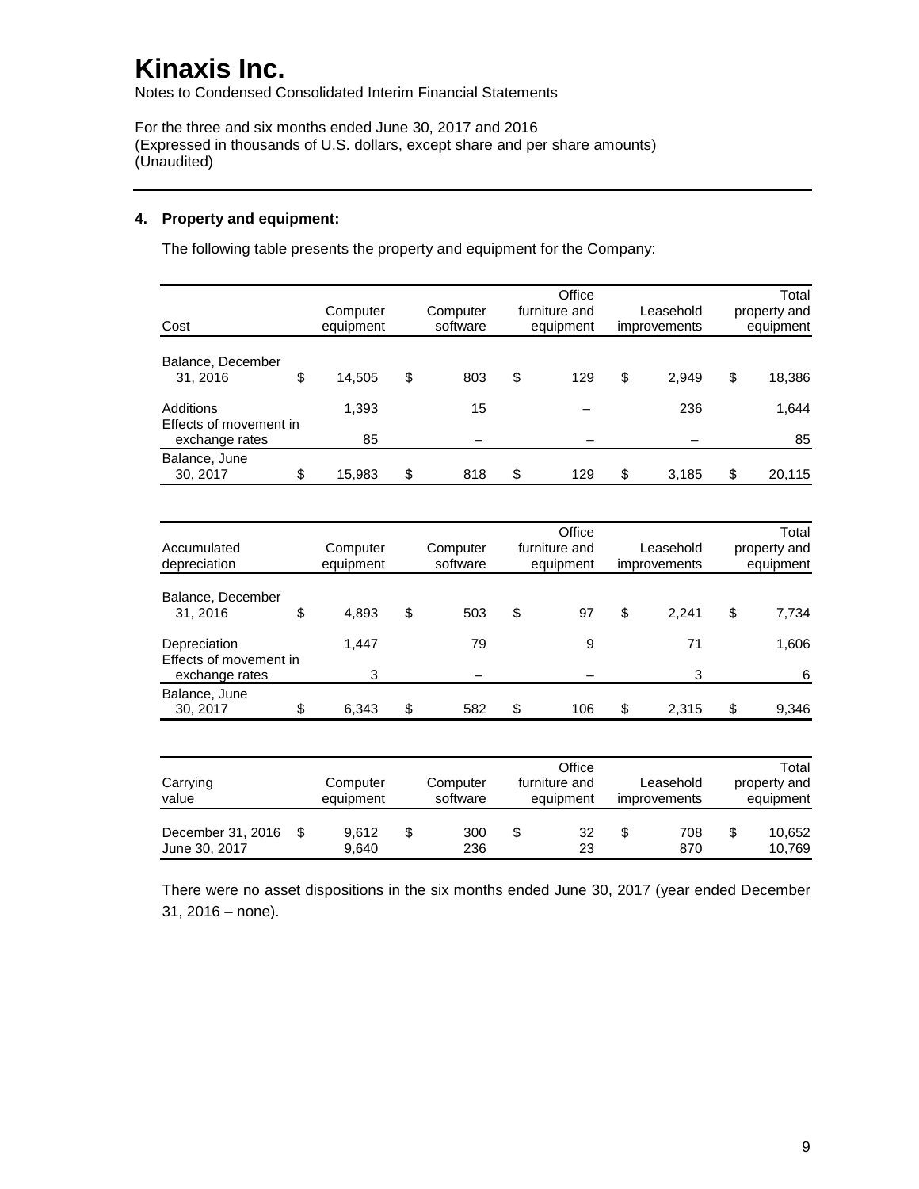# Kinaxis Inc.

Notes to Condensed Consolidated Interim Financial Statements

For the three and six months ended June 30, 2017 and 2016
(Expressed in thousands of U.S. dollars, except share and per share amounts)
(Unaudited)

## 4. Property and equipment:

The following table presents the property and equipment for the Company:

| Cost | Computer equipment | Computer software | Office furniture and equipment | Leasehold improvements | Total property and equipment |
|---|---|---|---|---|---|
| Balance, December 31, 2016 | $ 14,505 | $ 803 | $ 129 | $ 2,949 | $ 18,386 |
| Additions | 1,393 | 15 | – | 236 | 1,644 |
| Effects of movement in exchange rates | 85 | – | – | – | 85 |
| Balance, June 30, 2017 | $ 15,983 | $ 818 | $ 129 | $ 3,185 | $ 20,115 |

| Accumulated depreciation | Computer equipment | Computer software | Office furniture and equipment | Leasehold improvements | Total property and equipment |
|---|---|---|---|---|---|
| Balance, December 31, 2016 | $ 4,893 | $ 503 | $ 97 | $ 2,241 | $ 7,734 |
| Depreciation | 1,447 | 79 | 9 | 71 | 1,606 |
| Effects of movement in exchange rates | 3 | – | – | 3 | 6 |
| Balance, June 30, 2017 | $ 6,343 | $ 582 | $ 106 | $ 2,315 | $ 9,346 |

| Carrying value | Computer equipment | Computer software | Office furniture and equipment | Leasehold improvements | Total property and equipment |
|---|---|---|---|---|---|
| December 31, 2016 | $ 9,612 | $ 300 | $ 32 | $ 708 | $ 10,652 |
| June 30, 2017 | 9,640 | 236 | 23 | 870 | 10,769 |

There were no asset dispositions in the six months ended June 30, 2017 (year ended December 31, 2016 – none).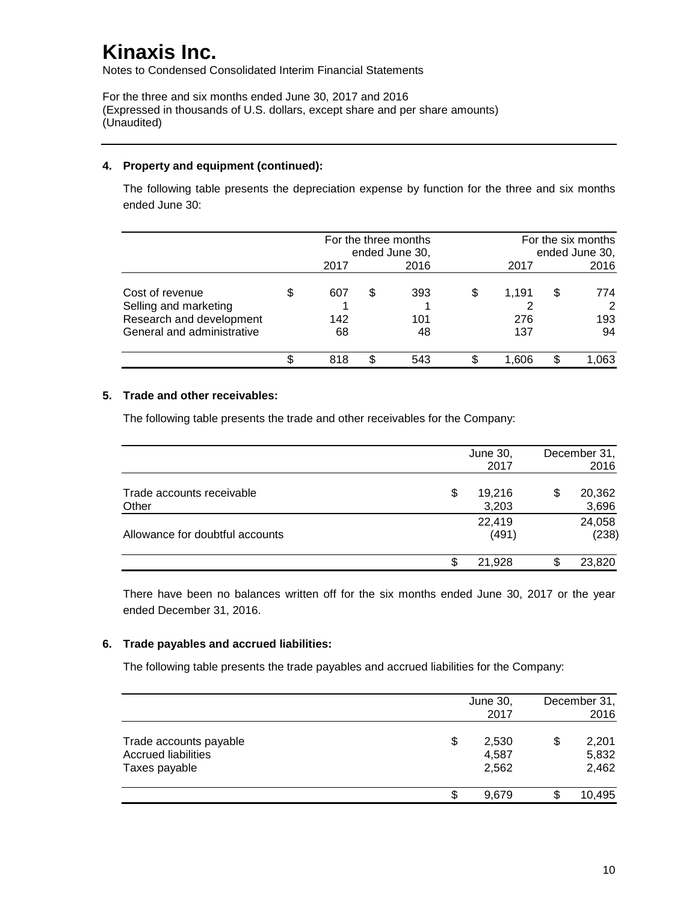# Kinaxis Inc.

Notes to Condensed Consolidated Interim Financial Statements

For the three and six months ended June 30, 2017 and 2016
(Expressed in thousands of U.S. dollars, except share and per share amounts)
(Unaudited)

---

### 4. Property and equipment (continued):

The following table presents the depreciation expense by function for the three and six months ended June 30:

| | For the three months ended June 30, | | For the six months ended June 30, | |
|---|---|---|---|---|
| | 2017 | 2016 | 2017 | 2016 |
| Cost of revenue | $ 607 | $ 393 | $ 1,191 | $ 774 |
| Selling and marketing | 1 | 1 | 2 | 2 |
| Research and development | 142 | 101 | 276 | 193 |
| General and administrative | 68 | 48 | 137 | 94 |
| | $ 818 | $ 543 | $ 1,606 | $ 1,063 |

### 5. Trade and other receivables:

The following table presents the trade and other receivables for the Company:

| | June 30, 2017 | December 31, 2016 |
|---|---|---|
| Trade accounts receivable | $ 19,216 | $ 20,362 |
| Other | 3,203 | 3,696 |
| | 22,419 | 24,058 |
| Allowance for doubtful accounts | (491) | (238) |
| | $ 21,928 | $ 23,820 |

There have been no balances written off for the six months ended June 30, 2017 or the year ended December 31, 2016.

### 6. Trade payables and accrued liabilities:

The following table presents the trade payables and accrued liabilities for the Company:

| | June 30, 2017 | December 31, 2016 |
|---|---|---|
| Trade accounts payable | $ 2,530 | $ 2,201 |
| Accrued liabilities | 4,587 | 5,832 |
| Taxes payable | 2,562 | 2,462 |
| | $ 9,679 | $ 10,495 |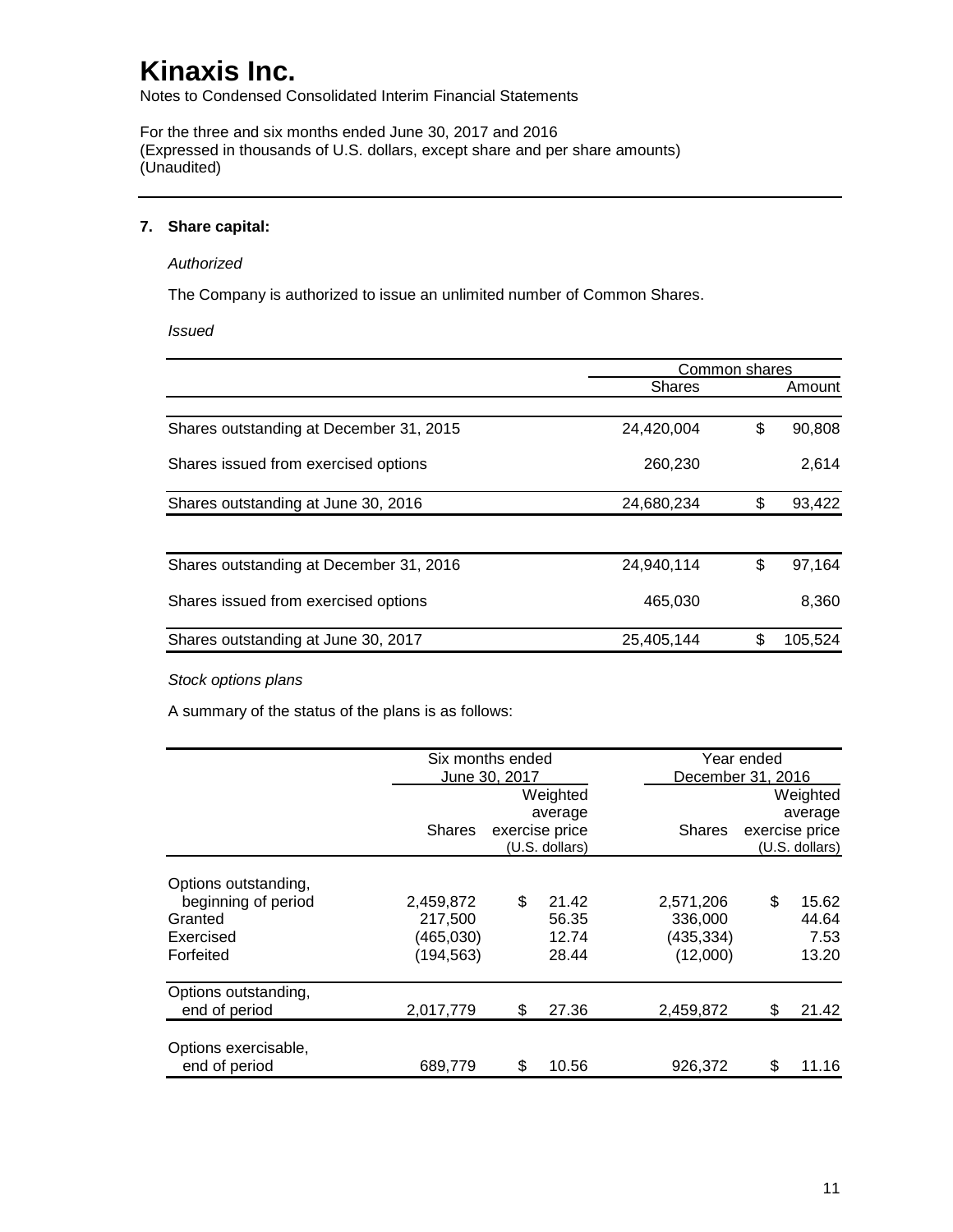# Kinaxis Inc.

Notes to Condensed Consolidated Interim Financial Statements

For the three and six months ended June 30, 2017 and 2016
(Expressed in thousands of U.S. dollars, except share and per share amounts)
(Unaudited)

## 7. Share capital:

*Authorized*

The Company is authorized to issue an unlimited number of Common Shares.

*Issued*

| | Common shares | |
|---|---|---|
| | Shares | Amount |
| Shares outstanding at December 31, 2015 | 24,420,004 | $ 90,808 |
| Shares issued from exercised options | 260,230 | 2,614 |
| Shares outstanding at June 30, 2016 | 24,680,234 | $ 93,422 |
| | | |
| Shares outstanding at December 31, 2016 | 24,940,114 | $ 97,164 |
| Shares issued from exercised options | 465,030 | 8,360 |
| Shares outstanding at June 30, 2017 | 25,405,144 | $ 105,524 |

*Stock options plans*

A summary of the status of the plans is as follows:

| | Six months ended June 30, 2017 | | Year ended December 31, 2016 | |
|---|---|---|---|---|
| | Shares | Weighted average exercise price (U.S. dollars) | Shares | Weighted average exercise price (U.S. dollars) |
| Options outstanding, beginning of period | 2,459,872 | $ 21.42 | 2,571,206 | $ 15.62 |
| Granted | 217,500 | 56.35 | 336,000 | 44.64 |
| Exercised | (465,030) | 12.74 | (435,334) | 7.53 |
| Forfeited | (194,563) | 28.44 | (12,000) | 13.20 |
| Options outstanding, end of period | 2,017,779 | $ 27.36 | 2,459,872 | $ 21.42 |
| Options exercisable, end of period | 689,779 | $ 10.56 | 926,372 | $ 11.16 |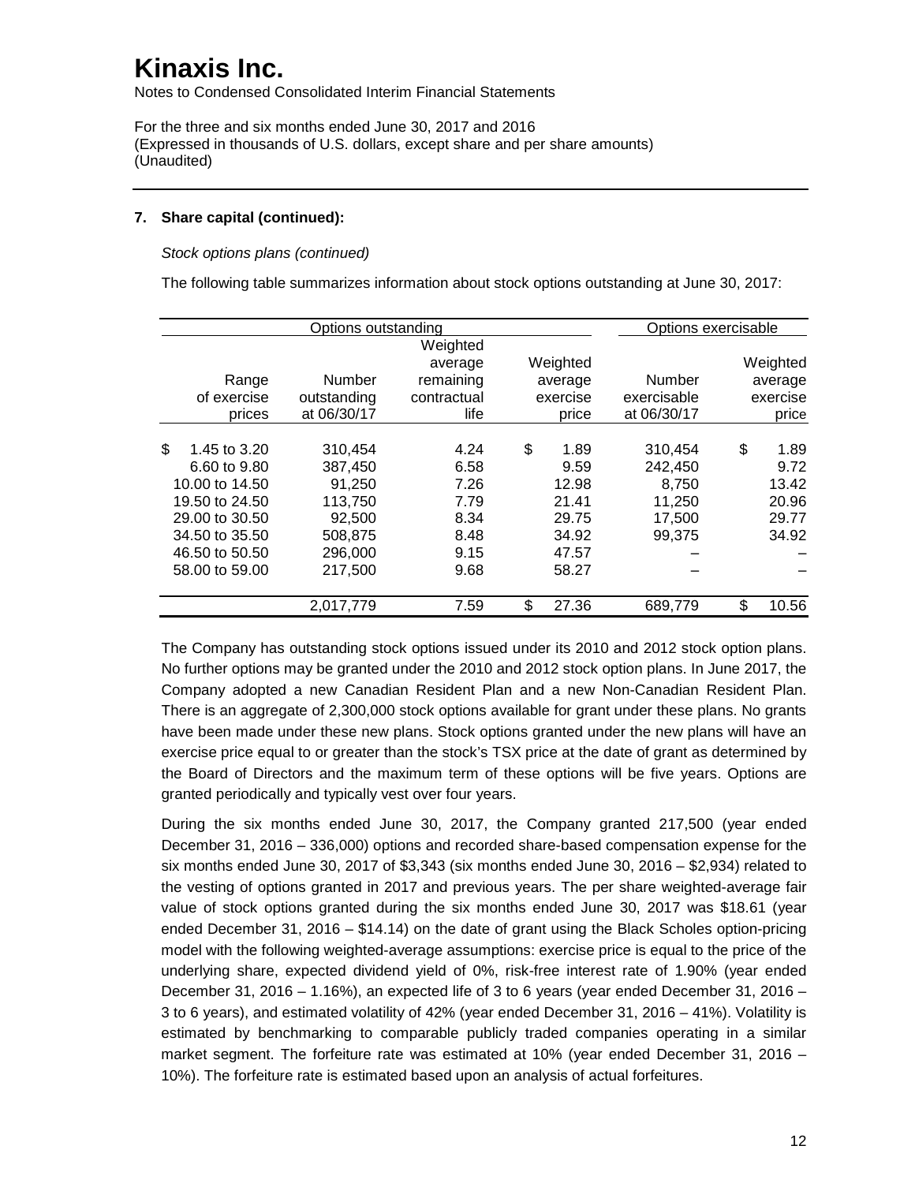# Kinaxis Inc.

Notes to Condensed Consolidated Interim Financial Statements

For the three and six months ended June 30, 2017 and 2016
(Expressed in thousands of U.S. dollars, except share and per share amounts)
(Unaudited)

---

**7. Share capital (continued):**

*Stock options plans (continued)*

The following table summarizes information about stock options outstanding at June 30, 2017:

| Options outstanding | | | | Options exercisable | |
|---|---|---|---|---|---|
| Range of exercise prices | Number outstanding at 06/30/17 | Weighted average remaining contractual life | Weighted average exercise price | Number exercisable at 06/30/17 | Weighted average exercise price |
| $ 1.45 to 3.20 | 310,454 | 4.24 | $ 1.89 | 310,454 | $ 1.89 |
| 6.60 to 9.80 | 387,450 | 6.58 | 9.59 | 242,450 | 9.72 |
| 10.00 to 14.50 | 91,250 | 7.26 | 12.98 | 8,750 | 13.42 |
| 19.50 to 24.50 | 113,750 | 7.79 | 21.41 | 11,250 | 20.96 |
| 29.00 to 30.50 | 92,500 | 8.34 | 29.75 | 17,500 | 29.77 |
| 34.50 to 35.50 | 508,875 | 8.48 | 34.92 | 99,375 | 34.92 |
| 46.50 to 50.50 | 296,000 | 9.15 | 47.57 | – | – |
| 58.00 to 59.00 | 217,500 | 9.68 | 58.27 | – | – |
| | 2,017,779 | 7.59 | $ 27.36 | 689,779 | $ 10.56 |

The Company has outstanding stock options issued under its 2010 and 2012 stock option plans. No further options may be granted under the 2010 and 2012 stock option plans. In June 2017, the Company adopted a new Canadian Resident Plan and a new Non-Canadian Resident Plan. There is an aggregate of 2,300,000 stock options available for grant under these plans. No grants have been made under these new plans. Stock options granted under the new plans will have an exercise price equal to or greater than the stock's TSX price at the date of grant as determined by the Board of Directors and the maximum term of these options will be five years. Options are granted periodically and typically vest over four years.

During the six months ended June 30, 2017, the Company granted 217,500 (year ended December 31, 2016 – 336,000) options and recorded share-based compensation expense for the six months ended June 30, 2017 of $3,343 (six months ended June 30, 2016 – $2,934) related to the vesting of options granted in 2017 and previous years. The per share weighted-average fair value of stock options granted during the six months ended June 30, 2017 was $18.61 (year ended December 31, 2016 – $14.14) on the date of grant using the Black Scholes option-pricing model with the following weighted-average assumptions: exercise price is equal to the price of the underlying share, expected dividend yield of 0%, risk-free interest rate of 1.90% (year ended December 31, 2016 – 1.16%), an expected life of 3 to 6 years (year ended December 31, 2016 – 3 to 6 years), and estimated volatility of 42% (year ended December 31, 2016 – 41%). Volatility is estimated by benchmarking to comparable publicly traded companies operating in a similar market segment. The forfeiture rate was estimated at 10% (year ended December 31, 2016 – 10%). The forfeiture rate is estimated based upon an analysis of actual forfeitures.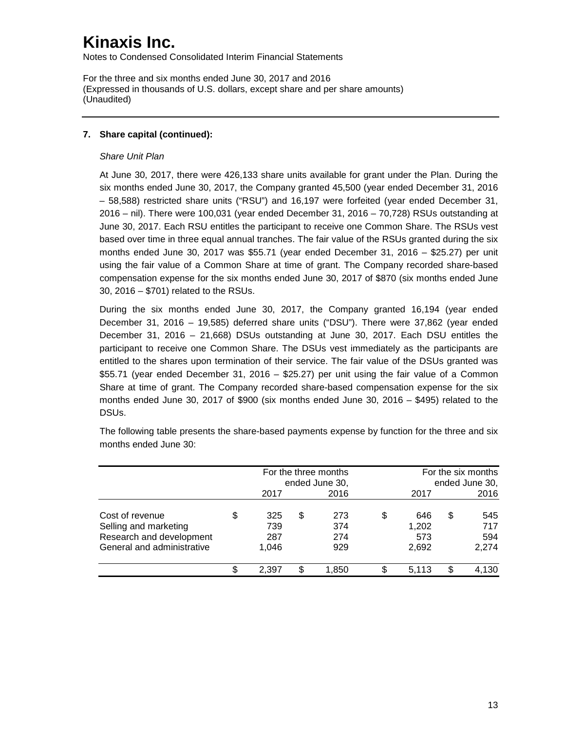# Kinaxis Inc.

Notes to Condensed Consolidated Interim Financial Statements

For the three and six months ended June 30, 2017 and 2016
(Expressed in thousands of U.S. dollars, except share and per share amounts)
(Unaudited)

---

**7. Share capital (continued):**

*Share Unit Plan*

At June 30, 2017, there were 426,133 share units available for grant under the Plan. During the six months ended June 30, 2017, the Company granted 45,500 (year ended December 31, 2016 – 58,588) restricted share units ("RSU") and 16,197 were forfeited (year ended December 31, 2016 – nil). There were 100,031 (year ended December 31, 2016 – 70,728) RSUs outstanding at June 30, 2017. Each RSU entitles the participant to receive one Common Share. The RSUs vest based over time in three equal annual tranches. The fair value of the RSUs granted during the six months ended June 30, 2017 was $55.71 (year ended December 31, 2016 – $25.27) per unit using the fair value of a Common Share at time of grant. The Company recorded share-based compensation expense for the six months ended June 30, 2017 of $870 (six months ended June 30, 2016 – $701) related to the RSUs.

During the six months ended June 30, 2017, the Company granted 16,194 (year ended December 31, 2016 – 19,585) deferred share units ("DSU"). There were 37,862 (year ended December 31, 2016 – 21,668) DSUs outstanding at June 30, 2017. Each DSU entitles the participant to receive one Common Share. The DSUs vest immediately as the participants are entitled to the shares upon termination of their service. The fair value of the DSUs granted was $55.71 (year ended December 31, 2016 – $25.27) per unit using the fair value of a Common Share at time of grant. The Company recorded share-based compensation expense for the six months ended June 30, 2017 of $900 (six months ended June 30, 2016 – $495) related to the DSUs.

The following table presents the share-based payments expense by function for the three and six months ended June 30:

| | For the three months ended June 30, | | For the six months ended June 30, | |
|---|---|---|---|---|
| | 2017 | 2016 | 2017 | 2016 |
| Cost of revenue | $ 325 | $ 273 | $ 646 | $ 545 |
| Selling and marketing | 739 | 374 | 1,202 | 717 |
| Research and development | 287 | 274 | 573 | 594 |
| General and administrative | 1,046 | 929 | 2,692 | 2,274 |
| | $ 2,397 | $ 1,850 | $ 5,113 | $ 4,130 |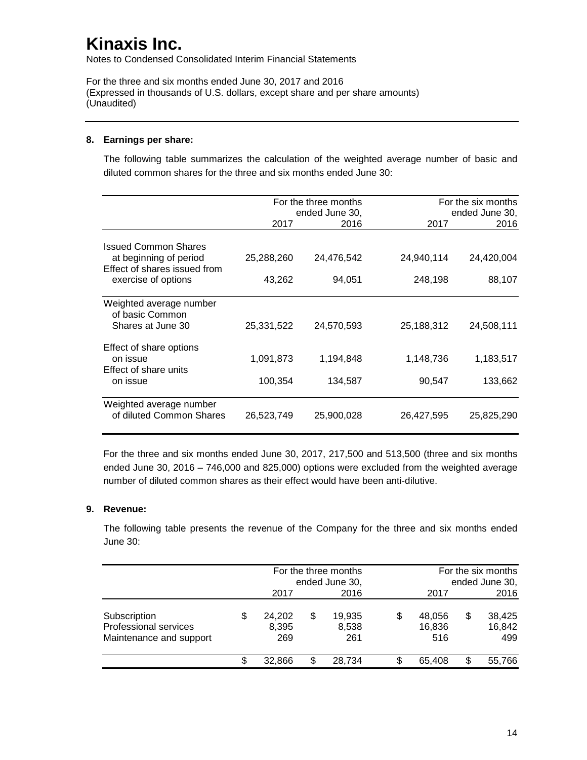# Kinaxis Inc.

Notes to Condensed Consolidated Interim Financial Statements

For the three and six months ended June 30, 2017 and 2016
(Expressed in thousands of U.S. dollars, except share and per share amounts)
(Unaudited)

## 8. Earnings per share:

The following table summarizes the calculation of the weighted average number of basic and diluted common shares for the three and six months ended June 30:

| | For the three months ended June 30, | | For the six months ended June 30, | |
|---|---|---|---|---|
| | 2017 | 2016 | 2017 | 2016 |
| Issued Common Shares at beginning of period | 25,288,260 | 24,476,542 | 24,940,114 | 24,420,004 |
| Effect of shares issued from exercise of options | 43,262 | 94,051 | 248,198 | 88,107 |
| Weighted average number of basic Common Shares at June 30 | 25,331,522 | 24,570,593 | 25,188,312 | 24,508,111 |
| Effect of share options on issue | 1,091,873 | 1,194,848 | 1,148,736 | 1,183,517 |
| Effect of share units on issue | 100,354 | 134,587 | 90,547 | 133,662 |
| Weighted average number of diluted Common Shares | 26,523,749 | 25,900,028 | 26,427,595 | 25,825,290 |

For the three and six months ended June 30, 2017, 217,500 and 513,500 (three and six months ended June 30, 2016 – 746,000 and 825,000) options were excluded from the weighted average number of diluted common shares as their effect would have been anti-dilutive.

## 9. Revenue:

The following table presents the revenue of the Company for the three and six months ended June 30:

| | For the three months ended June 30, | | For the six months ended June 30, | |
|---|---|---|---|---|
| | 2017 | 2016 | 2017 | 2016 |
| Subscription | $ 24,202 | $ 19,935 | $ 48,056 | $ 38,425 |
| Professional services | 8,395 | 8,538 | 16,836 | 16,842 |
| Maintenance and support | 269 | 261 | 516 | 499 |
| | $ 32,866 | $ 28,734 | $ 65,408 | $ 55,766 |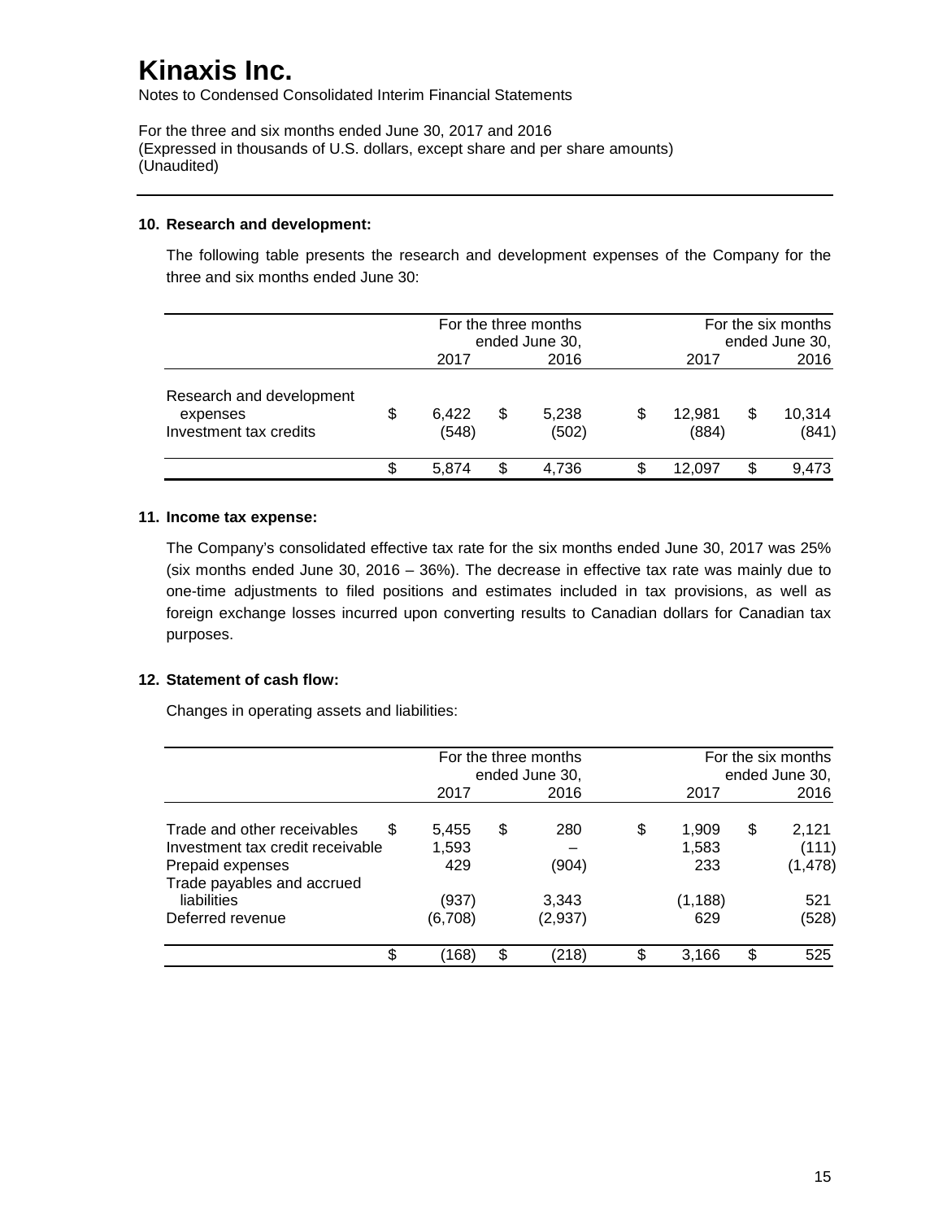# Kinaxis Inc.

Notes to Condensed Consolidated Interim Financial Statements

For the three and six months ended June 30, 2017 and 2016
(Expressed in thousands of U.S. dollars, except share and per share amounts)
(Unaudited)

## 10. Research and development:

The following table presents the research and development expenses of the Company for the three and six months ended June 30:

| | For the three months ended June 30, 2017 | For the three months ended June 30, 2016 | For the six months ended June 30, 2017 | For the six months ended June 30, 2016 |
|---|---|---|---|---|
| Research and development expenses | $ 6,422 | $ 5,238 | $ 12,981 | $ 10,314 |
| Investment tax credits | (548) | (502) | (884) | (841) |
| | $ 5,874 | $ 4,736 | $ 12,097 | $ 9,473 |

## 11. Income tax expense:

The Company's consolidated effective tax rate for the six months ended June 30, 2017 was 25% (six months ended June 30, 2016 – 36%). The decrease in effective tax rate was mainly due to one-time adjustments to filed positions and estimates included in tax provisions, as well as foreign exchange losses incurred upon converting results to Canadian dollars for Canadian tax purposes.

## 12. Statement of cash flow:

Changes in operating assets and liabilities:

| | For the three months ended June 30, 2017 | For the three months ended June 30, 2016 | For the six months ended June 30, 2017 | For the six months ended June 30, 2016 |
|---|---|---|---|---|
| Trade and other receivables | $ 5,455 | $ 280 | $ 1,909 | $ 2,121 |
| Investment tax credit receivable | 1,593 | – | 1,583 | (111) |
| Prepaid expenses | 429 | (904) | 233 | (1,478) |
| Trade payables and accrued liabilities | (937) | 3,343 | (1,188) | 521 |
| Deferred revenue | (6,708) | (2,937) | 629 | (528) |
| | $ (168) | $ (218) | $ 3,166 | $ 525 |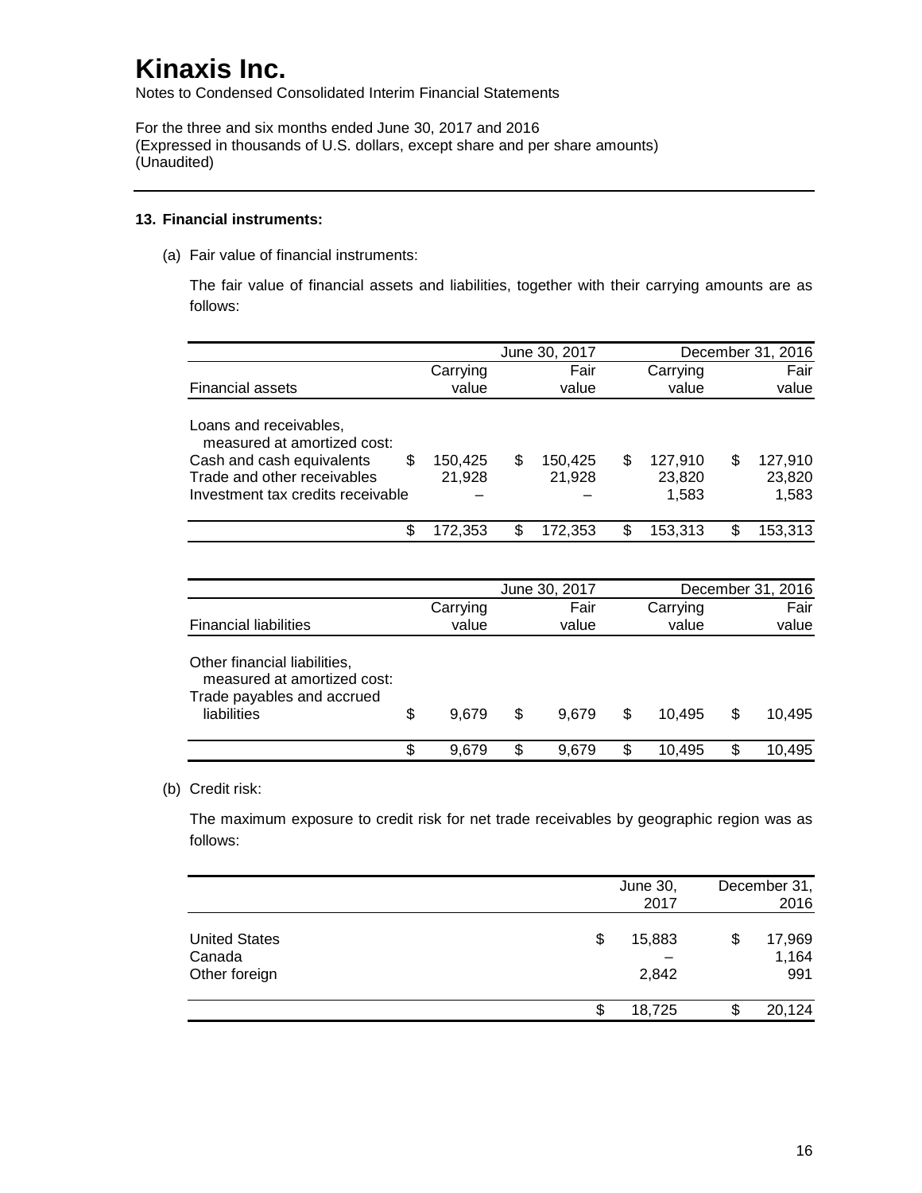# Kinaxis Inc.

Notes to Condensed Consolidated Interim Financial Statements

For the three and six months ended June 30, 2017 and 2016
(Expressed in thousands of U.S. dollars, except share and per share amounts)
(Unaudited)

**13. Financial instruments:**

(a) Fair value of financial instruments:

The fair value of financial assets and liabilities, together with their carrying amounts are as follows:

| | June 30, 2017 | | December 31, 2016 | |
|---|---|---|---|---|
| Financial assets | Carrying value | Fair value | Carrying value | Fair value |
| Loans and receivables, measured at amortized cost: | | | | |
| Cash and cash equivalents | $ 150,425 | $ 150,425 | $ 127,910 | $ 127,910 |
| Trade and other receivables | 21,928 | 21,928 | 23,820 | 23,820 |
| Investment tax credits receivable | – | – | 1,583 | 1,583 |
| | $ 172,353 | $ 172,353 | $ 153,313 | $ 153,313 |

| | June 30, 2017 | | December 31, 2016 | |
|---|---|---|---|---|
| Financial liabilities | Carrying value | Fair value | Carrying value | Fair value |
| Other financial liabilities, measured at amortized cost: | | | | |
| Trade payables and accrued liabilities | $ 9,679 | $ 9,679 | $ 10,495 | $ 10,495 |
| | $ 9,679 | $ 9,679 | $ 10,495 | $ 10,495 |

(b) Credit risk:

The maximum exposure to credit risk for net trade receivables by geographic region was as follows:

| | June 30, 2017 | December 31, 2016 |
|---|---|---|
| United States | $ 15,883 | $ 17,969 |
| Canada | – | 1,164 |
| Other foreign | 2,842 | 991 |
| | $ 18,725 | $ 20,124 |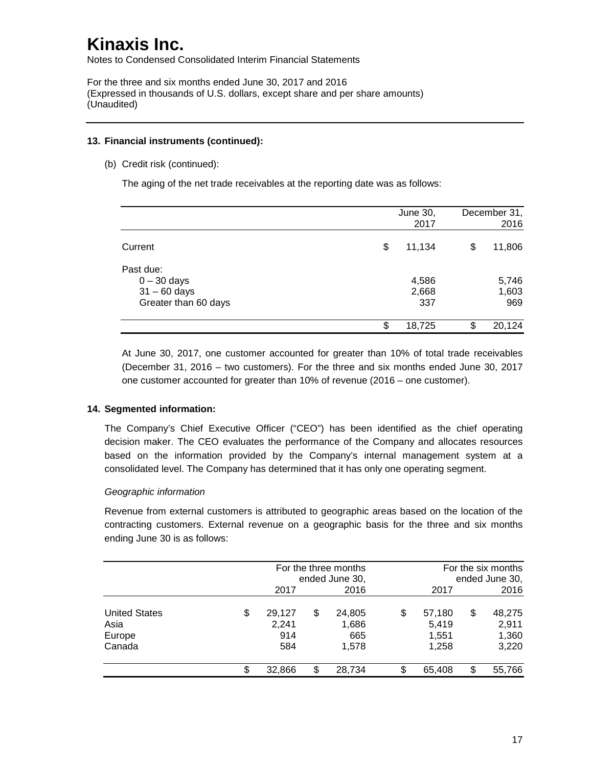# Kinaxis Inc.

Notes to Condensed Consolidated Interim Financial Statements

For the three and six months ended June 30, 2017 and 2016
(Expressed in thousands of U.S. dollars, except share and per share amounts)
(Unaudited)

## 13. Financial instruments (continued):

(b) Credit risk (continued):

The aging of the net trade receivables at the reporting date was as follows:

| | June 30, 2017 | December 31, 2016 |
|---|---|---|
| Current | $ 11,134 | $ 11,806 |
| Past due: | | |
| 0 – 30 days | 4,586 | 5,746 |
| 31 – 60 days | 2,668 | 1,603 |
| Greater than 60 days | 337 | 969 |
| | $ 18,725 | $ 20,124 |

At June 30, 2017, one customer accounted for greater than 10% of total trade receivables (December 31, 2016 – two customers). For the three and six months ended June 30, 2017 one customer accounted for greater than 10% of revenue (2016 – one customer).

## 14. Segmented information:

The Company's Chief Executive Officer ("CEO") has been identified as the chief operating decision maker. The CEO evaluates the performance of the Company and allocates resources based on the information provided by the Company's internal management system at a consolidated level. The Company has determined that it has only one operating segment.

*Geographic information*

Revenue from external customers is attributed to geographic areas based on the location of the contracting customers. External revenue on a geographic basis for the three and six months ending June 30 is as follows:

| | For the three months ended June 30, | | For the six months ended June 30, | |
|---|---|---|---|---|
| | 2017 | 2016 | 2017 | 2016 |
| United States | $ 29,127 | $ 24,805 | $ 57,180 | $ 48,275 |
| Asia | 2,241 | 1,686 | 5,419 | 2,911 |
| Europe | 914 | 665 | 1,551 | 1,360 |
| Canada | 584 | 1,578 | 1,258 | 3,220 |
| | $ 32,866 | $ 28,734 | $ 65,408 | $ 55,766 |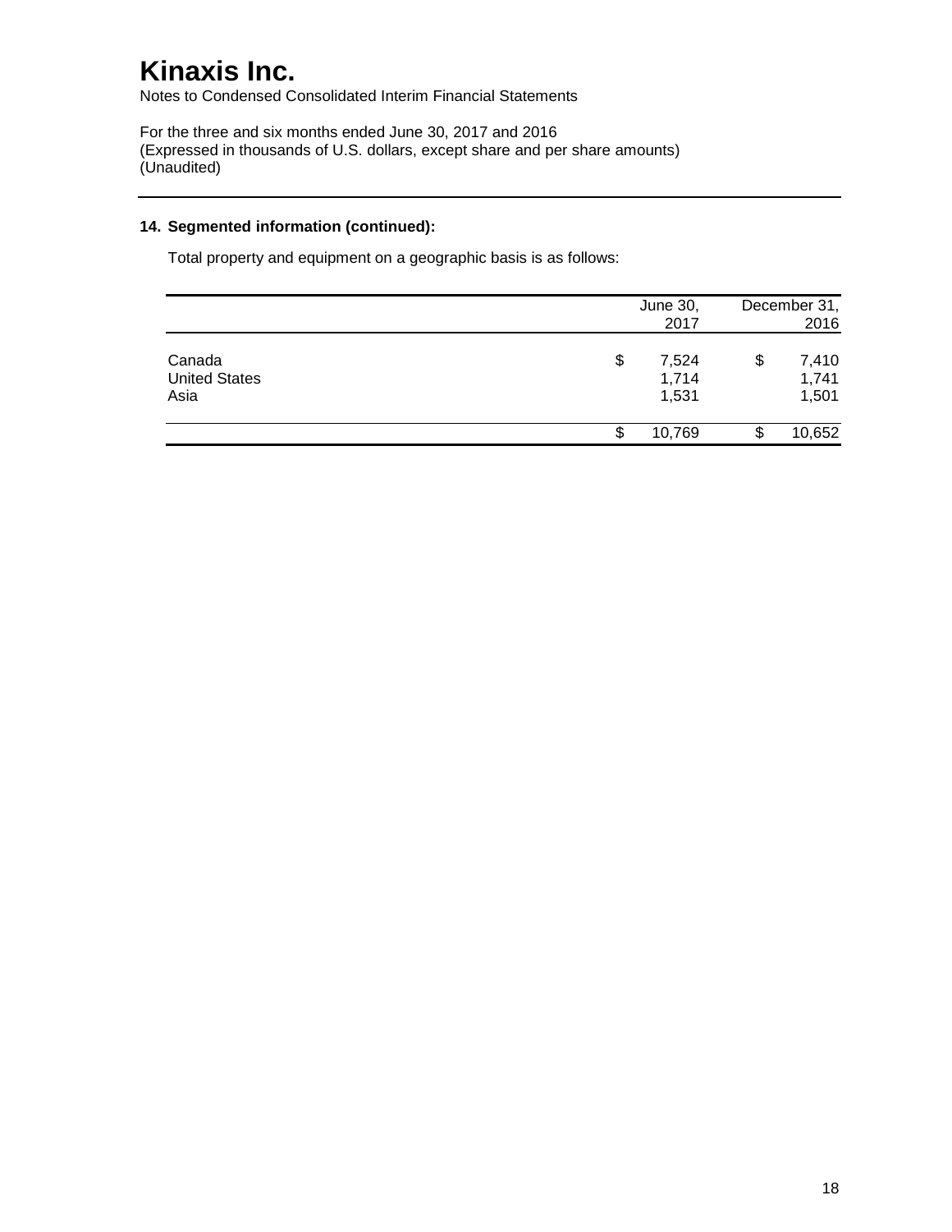# Kinaxis Inc.

Notes to Condensed Consolidated Interim Financial Statements

For the three and six months ended June 30, 2017 and 2016
(Expressed in thousands of U.S. dollars, except share and per share amounts)
(Unaudited)

**14. Segmented information (continued):**

Total property and equipment on a geographic basis is as follows:

| | June 30, 2017 | December 31, 2016 |
|---|---|---|
| Canada | $ 7,524 | $ 7,410 |
| United States | 1,714 | 1,741 |
| Asia | 1,531 | 1,501 |
| | $ 10,769 | $ 10,652 |